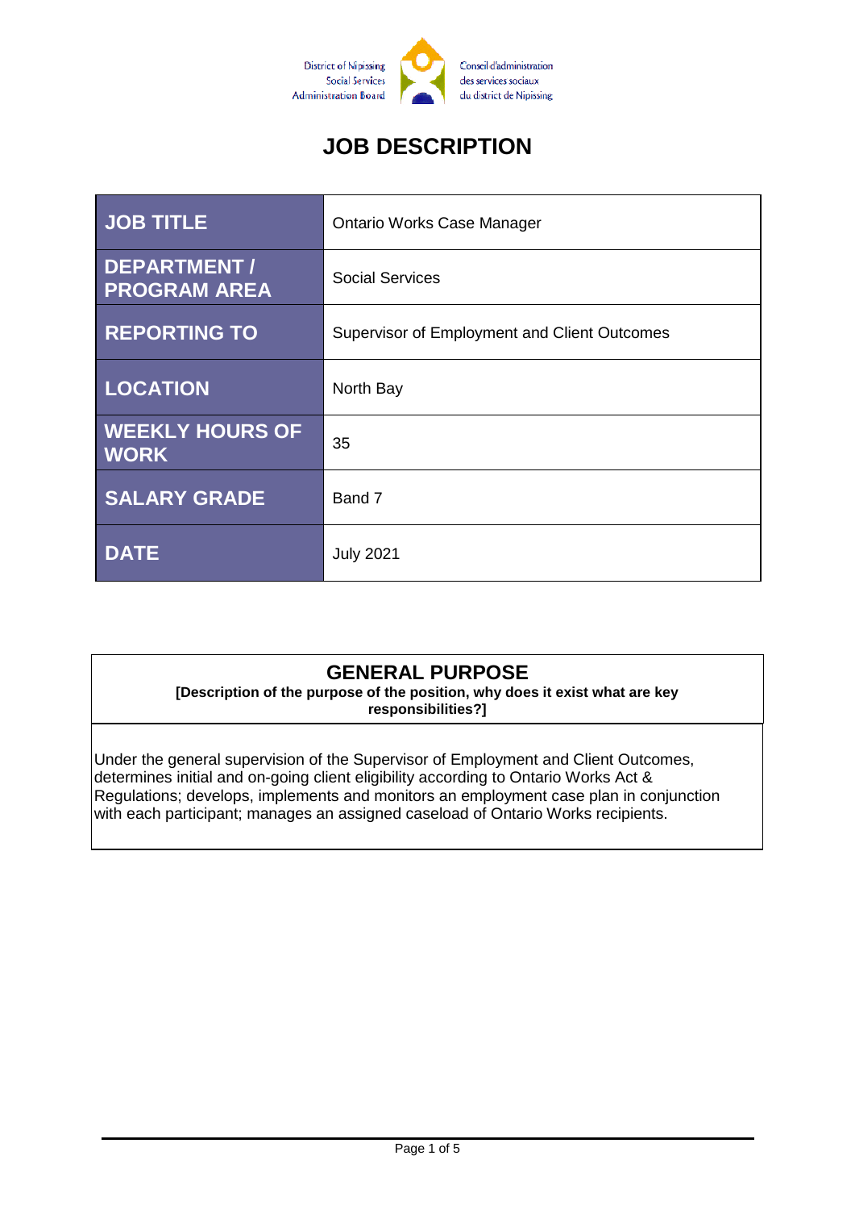District of Nipissing Social Services Administration Board

Conseil d'administration des services sociaux du district de Nipissing

# JOB DESCRIPTION

| | |
|---|---|
| **JOB TITLE** | Ontario Works Case Manager |
| **DEPARTMENT / PROGRAM AREA** | Social Services |
| **REPORTING TO** | Supervisor of Employment and Client Outcomes |
| **LOCATION** | North Bay |
| **WEEKLY HOURS OF WORK** | 35 |
| **SALARY GRADE** | Band 7 |
| **DATE** | July 2021 |

## GENERAL PURPOSE

**[Description of the purpose of the position, why does it exist what are key responsibilities?]**

Under the general supervision of the Supervisor of Employment and Client Outcomes, determines initial and on-going client eligibility according to Ontario Works Act & Regulations; develops, implements and monitors an employment case plan in conjunction with each participant; manages an assigned caseload of Ontario Works recipients.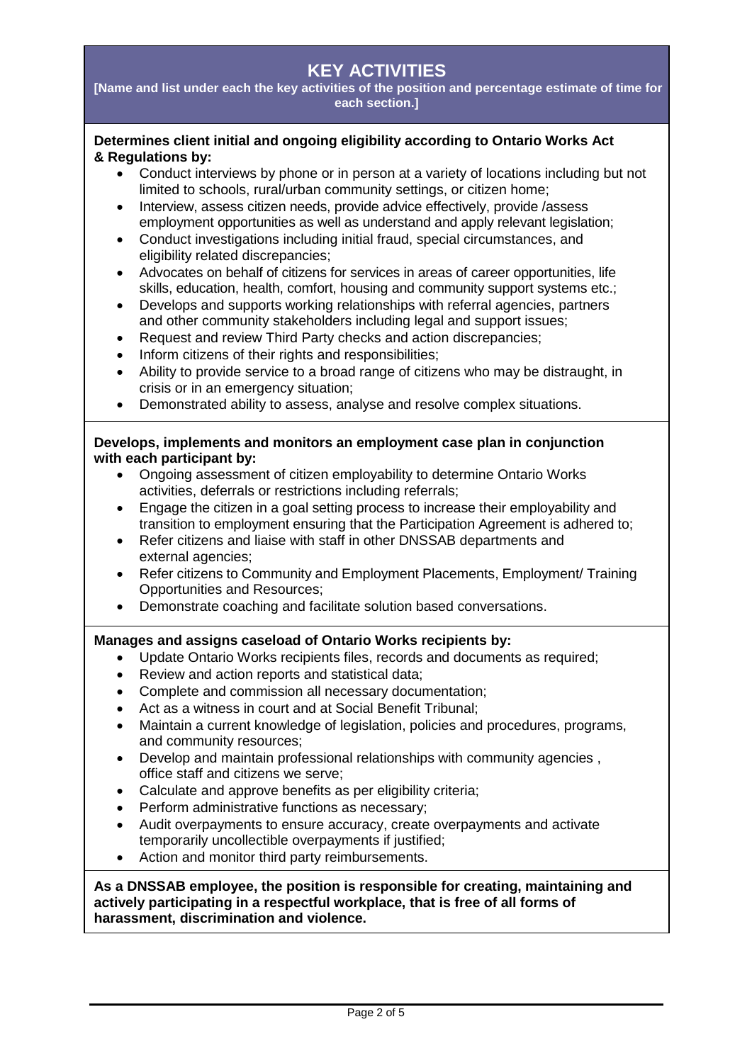# KEY ACTIVITIES

**[Name and list under each the key activities of the position and percentage estimate of time for each section.]**

**Determines client initial and ongoing eligibility according to Ontario Works Act & Regulations by:**

- Conduct interviews by phone or in person at a variety of locations including but not limited to schools, rural/urban community settings, or citizen home;
- Interview, assess citizen needs, provide advice effectively, provide /assess employment opportunities as well as understand and apply relevant legislation;
- Conduct investigations including initial fraud, special circumstances, and eligibility related discrepancies;
- Advocates on behalf of citizens for services in areas of career opportunities, life skills, education, health, comfort, housing and community support systems etc.;
- Develops and supports working relationships with referral agencies, partners and other community stakeholders including legal and support issues;
- Request and review Third Party checks and action discrepancies;
- Inform citizens of their rights and responsibilities;
- Ability to provide service to a broad range of citizens who may be distraught, in crisis or in an emergency situation;
- Demonstrated ability to assess, analyse and resolve complex situations.

**Develops, implements and monitors an employment case plan in conjunction with each participant by:**

- Ongoing assessment of citizen employability to determine Ontario Works activities, deferrals or restrictions including referrals;
- Engage the citizen in a goal setting process to increase their employability and transition to employment ensuring that the Participation Agreement is adhered to;
- Refer citizens and liaise with staff in other DNSSAB departments and external agencies;
- Refer citizens to Community and Employment Placements, Employment/ Training Opportunities and Resources;
- Demonstrate coaching and facilitate solution based conversations.

**Manages and assigns caseload of Ontario Works recipients by:**

- Update Ontario Works recipients files, records and documents as required;
- Review and action reports and statistical data;
- Complete and commission all necessary documentation;
- Act as a witness in court and at Social Benefit Tribunal;
- Maintain a current knowledge of legislation, policies and procedures, programs, and community resources;
- Develop and maintain professional relationships with community agencies , office staff and citizens we serve;
- Calculate and approve benefits as per eligibility criteria;
- Perform administrative functions as necessary;
- Audit overpayments to ensure accuracy, create overpayments and activate temporarily uncollectible overpayments if justified;
- Action and monitor third party reimbursements.

**As a DNSSAB employee, the position is responsible for creating, maintaining and actively participating in a respectful workplace, that is free of all forms of harassment, discrimination and violence.**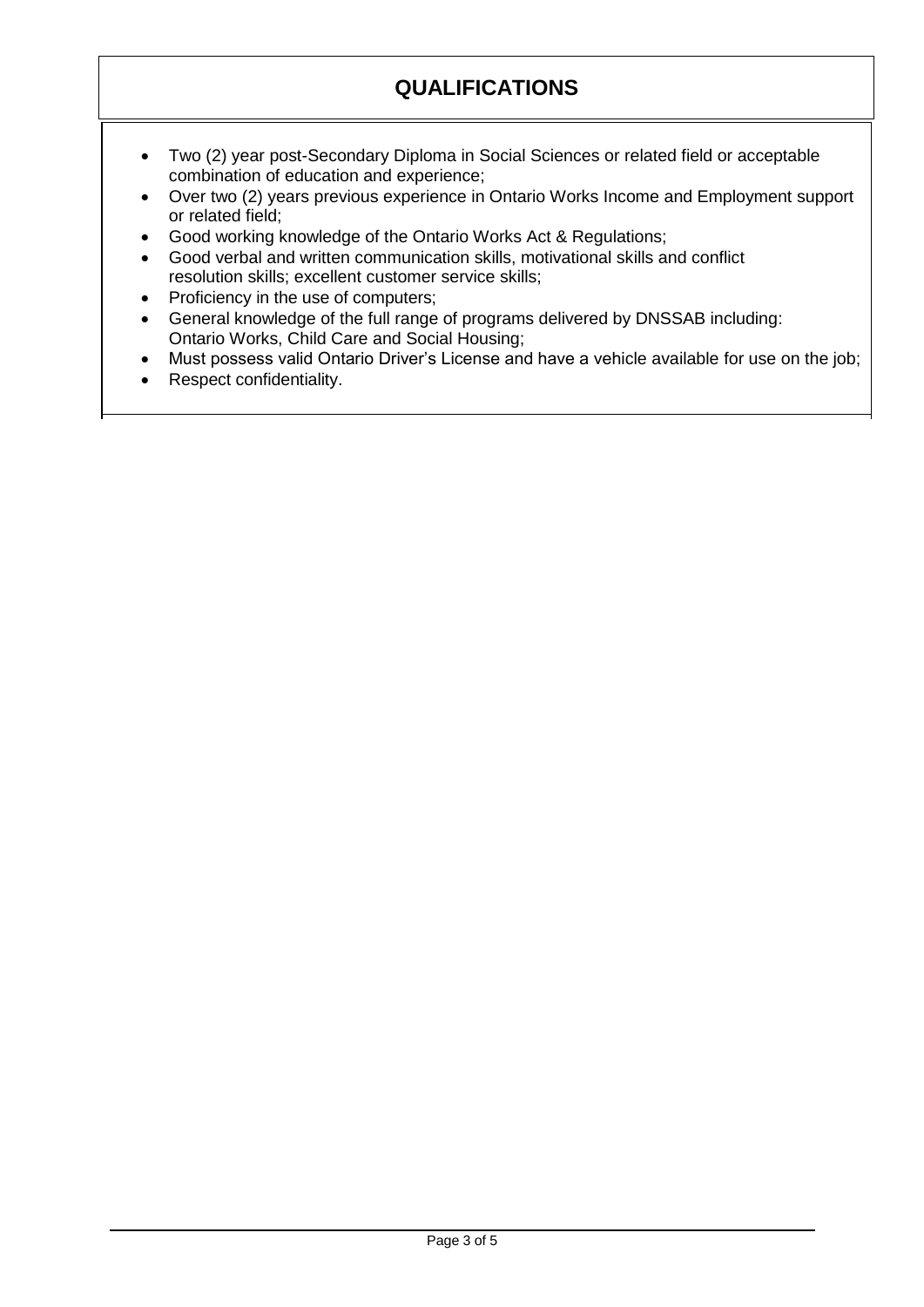## QUALIFICATIONS

- Two (2) year post-Secondary Diploma in Social Sciences or related field or acceptable combination of education and experience;
- Over two (2) years previous experience in Ontario Works Income and Employment support or related field;
- Good working knowledge of the Ontario Works Act & Regulations;
- Good verbal and written communication skills, motivational skills and conflict resolution skills; excellent customer service skills;
- Proficiency in the use of computers;
- General knowledge of the full range of programs delivered by DNSSAB including: Ontario Works, Child Care and Social Housing;
- Must possess valid Ontario Driver's License and have a vehicle available for use on the job;
- Respect confidentiality.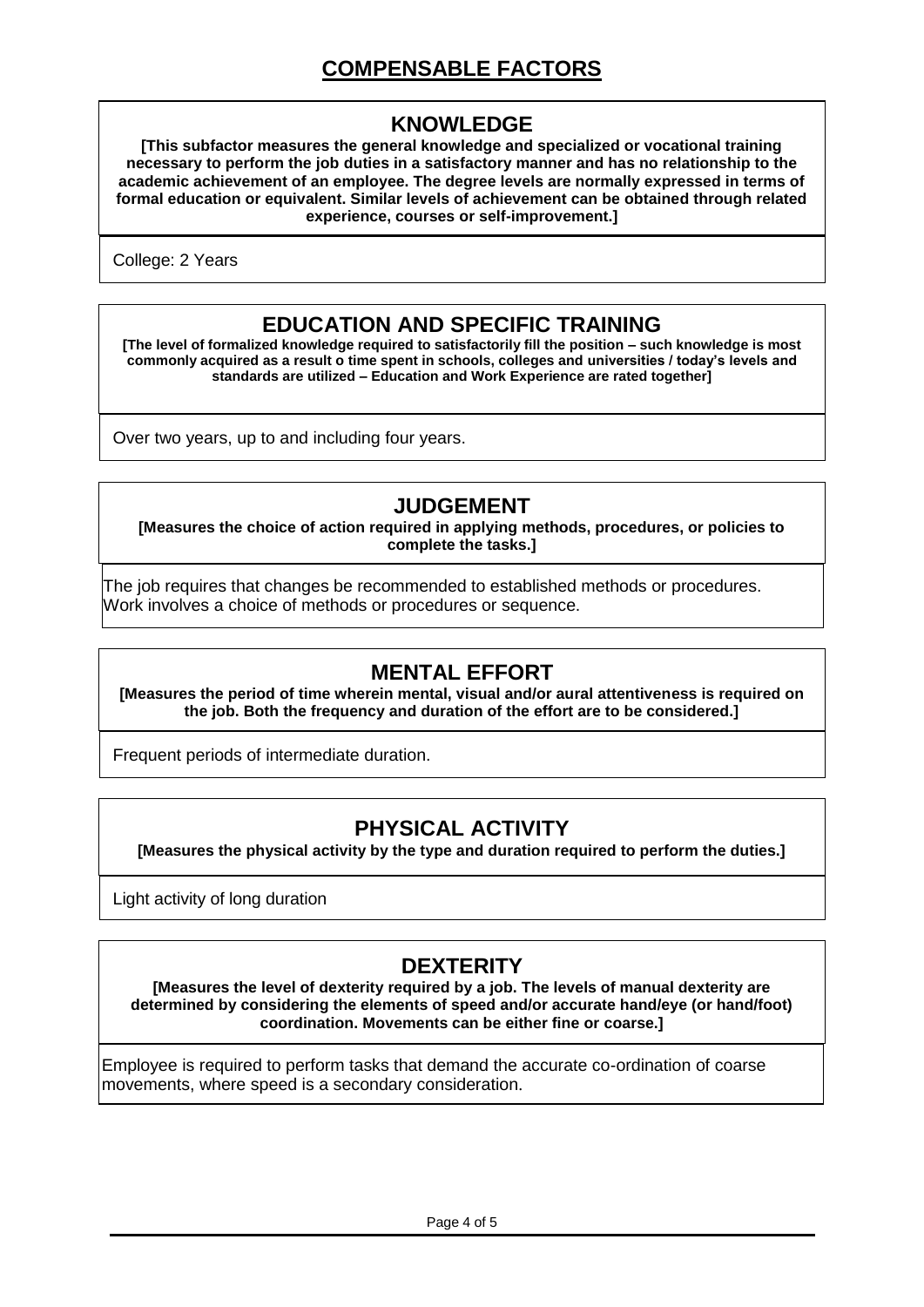# COMPENSABLE FACTORS

## KNOWLEDGE

**[This subfactor measures the general knowledge and specialized or vocational training necessary to perform the job duties in a satisfactory manner and has no relationship to the academic achievement of an employee. The degree levels are normally expressed in terms of formal education or equivalent. Similar levels of achievement can be obtained through related experience, courses or self-improvement.]**

College: 2 Years

## EDUCATION AND SPECIFIC TRAINING

**[The level of formalized knowledge required to satisfactorily fill the position – such knowledge is most commonly acquired as a result o time spent in schools, colleges and universities / today's levels and standards are utilized – Education and Work Experience are rated together]**

Over two years, up to and including four years.

## JUDGEMENT

**[Measures the choice of action required in applying methods, procedures, or policies to complete the tasks.]**

The job requires that changes be recommended to established methods or procedures.
Work involves a choice of methods or procedures or sequence.

## MENTAL EFFORT

**[Measures the period of time wherein mental, visual and/or aural attentiveness is required on the job. Both the frequency and duration of the effort are to be considered.]**

Frequent periods of intermediate duration.

## PHYSICAL ACTIVITY

**[Measures the physical activity by the type and duration required to perform the duties.]**

Light activity of long duration

## DEXTERITY

**[Measures the level of dexterity required by a job. The levels of manual dexterity are determined by considering the elements of speed and/or accurate hand/eye (or hand/foot) coordination. Movements can be either fine or coarse.]**

Employee is required to perform tasks that demand the accurate co-ordination of coarse movements, where speed is a secondary consideration.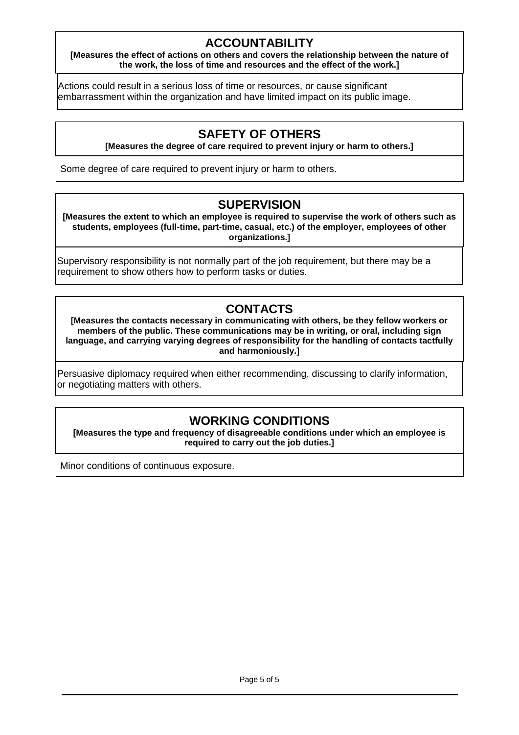## ACCOUNTABILITY

**[Measures the effect of actions on others and covers the relationship between the nature of the work, the loss of time and resources and the effect of the work.]**

Actions could result in a serious loss of time or resources, or cause significant embarrassment within the organization and have limited impact on its public image.

## SAFETY OF OTHERS

**[Measures the degree of care required to prevent injury or harm to others.]**

Some degree of care required to prevent injury or harm to others.

## SUPERVISION

**[Measures the extent to which an employee is required to supervise the work of others such as students, employees (full-time, part-time, casual, etc.) of the employer, employees of other organizations.]**

Supervisory responsibility is not normally part of the job requirement, but there may be a requirement to show others how to perform tasks or duties.

## CONTACTS

**[Measures the contacts necessary in communicating with others, be they fellow workers or members of the public. These communications may be in writing, or oral, including sign language, and carrying varying degrees of responsibility for the handling of contacts tactfully and harmoniously.]**

Persuasive diplomacy required when either recommending, discussing to clarify information, or negotiating matters with others.

## WORKING CONDITIONS

**[Measures the type and frequency of disagreeable conditions under which an employee is required to carry out the job duties.]**

Minor conditions of continuous exposure.